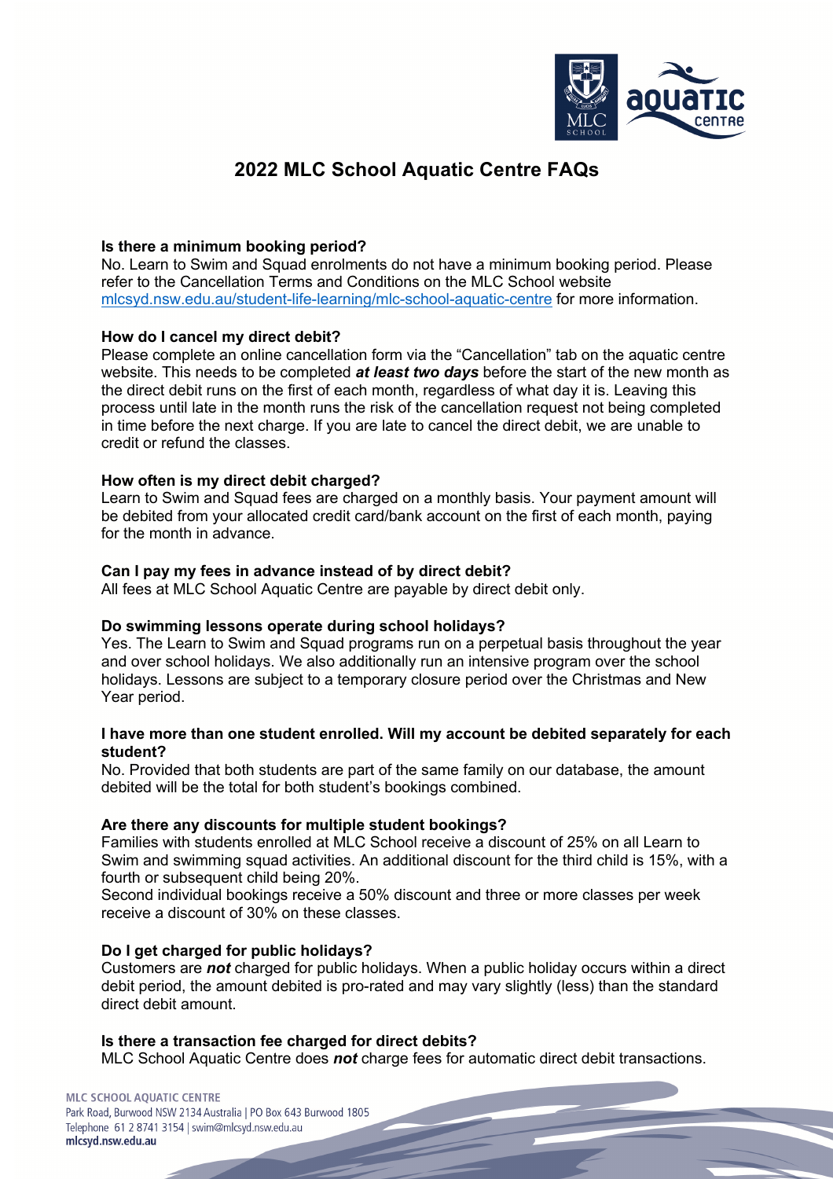# 2022 MLC School Aquatic Centre FAQs

**Is there a minimum booking period?**
No. Learn to Swim and Squad enrolments do not have a minimum booking period. Please refer to the Cancellation Terms and Conditions on the MLC School website [mlcsyd.nsw.edu.au/student-life-learning/mlc-school-aquatic-centre](mlcsyd.nsw.edu.au/student-life-learning/mlc-school-aquatic-centre) for more information.

**How do I cancel my direct debit?**
Please complete an online cancellation form via the "Cancellation" tab on the aquatic centre website. This needs to be completed ***at least two days*** before the start of the new month as the direct debit runs on the first of each month, regardless of what day it is. Leaving this process until late in the month runs the risk of the cancellation request not being completed in time before the next charge. If you are late to cancel the direct debit, we are unable to credit or refund the classes.

**How often is my direct debit charged?**
Learn to Swim and Squad fees are charged on a monthly basis. Your payment amount will be debited from your allocated credit card/bank account on the first of each month, paying for the month in advance.

**Can I pay my fees in advance instead of by direct debit?**
All fees at MLC School Aquatic Centre are payable by direct debit only.

**Do swimming lessons operate during school holidays?**
Yes. The Learn to Swim and Squad programs run on a perpetual basis throughout the year and over school holidays. We also additionally run an intensive program over the school holidays. Lessons are subject to a temporary closure period over the Christmas and New Year period.

**I have more than one student enrolled. Will my account be debited separately for each student?**
No. Provided that both students are part of the same family on our database, the amount debited will be the total for both student's bookings combined.

**Are there any discounts for multiple student bookings?**
Families with students enrolled at MLC School receive a discount of 25% on all Learn to Swim and swimming squad activities. An additional discount for the third child is 15%, with a fourth or subsequent child being 20%.
Second individual bookings receive a 50% discount and three or more classes per week receive a discount of 30% on these classes.

**Do I get charged for public holidays?**
Customers are ***not*** charged for public holidays. When a public holiday occurs within a direct debit period, the amount debited is pro-rated and may vary slightly (less) than the standard direct debit amount.

**Is there a transaction fee charged for direct debits?**
MLC School Aquatic Centre does ***not*** charge fees for automatic direct debit transactions.

**MLC SCHOOL AQUATIC CENTRE**
Park Road, Burwood NSW 2134 Australia | PO Box 643 Burwood 1805
Telephone 61 2 8741 3154 | swim@mlcsyd.nsw.edu.au
**mlcsyd.nsw.edu.au**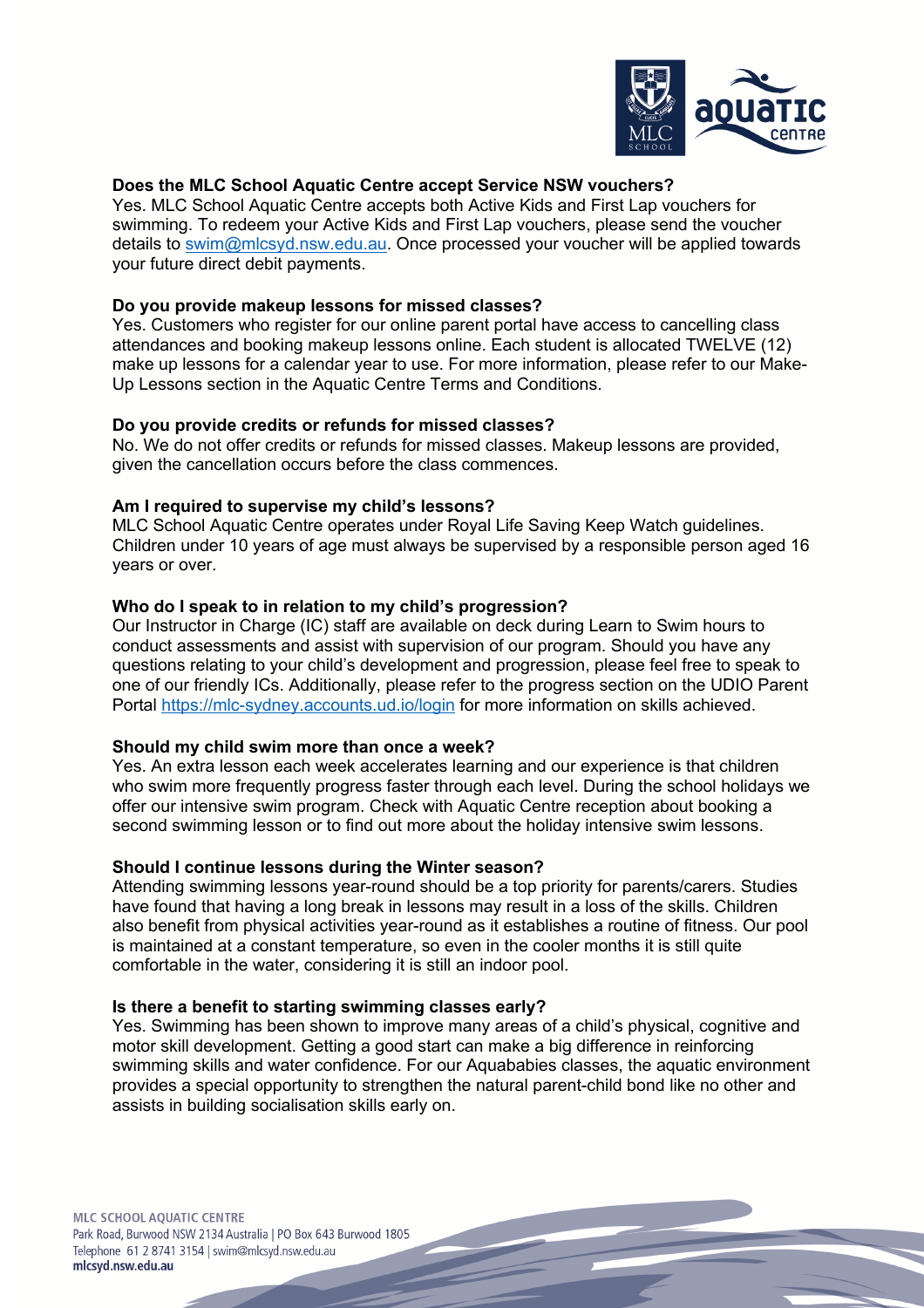**Does the MLC School Aquatic Centre accept Service NSW vouchers?**
Yes. MLC School Aquatic Centre accepts both Active Kids and First Lap vouchers for swimming. To redeem your Active Kids and First Lap vouchers, please send the voucher details to swim@mlcsyd.nsw.edu.au. Once processed your voucher will be applied towards your future direct debit payments.

**Do you provide makeup lessons for missed classes?**
Yes. Customers who register for our online parent portal have access to cancelling class attendances and booking makeup lessons online. Each student is allocated TWELVE (12) make up lessons for a calendar year to use. For more information, please refer to our Make-Up Lessons section in the Aquatic Centre Terms and Conditions.

**Do you provide credits or refunds for missed classes?**
No. We do not offer credits or refunds for missed classes. Makeup lessons are provided, given the cancellation occurs before the class commences.

**Am I required to supervise my child's lessons?**
MLC School Aquatic Centre operates under Royal Life Saving Keep Watch guidelines. Children under 10 years of age must always be supervised by a responsible person aged 16 years or over.

**Who do I speak to in relation to my child's progression?**
Our Instructor in Charge (IC) staff are available on deck during Learn to Swim hours to conduct assessments and assist with supervision of our program. Should you have any questions relating to your child's development and progression, please feel free to speak to one of our friendly ICs. Additionally, please refer to the progress section on the UDIO Parent Portal https://mlc-sydney.accounts.ud.io/login for more information on skills achieved.

**Should my child swim more than once a week?**
Yes. An extra lesson each week accelerates learning and our experience is that children who swim more frequently progress faster through each level. During the school holidays we offer our intensive swim program. Check with Aquatic Centre reception about booking a second swimming lesson or to find out more about the holiday intensive swim lessons.

**Should I continue lessons during the Winter season?**
Attending swimming lessons year-round should be a top priority for parents/carers. Studies have found that having a long break in lessons may result in a loss of the skills. Children also benefit from physical activities year-round as it establishes a routine of fitness. Our pool is maintained at a constant temperature, so even in the cooler months it is still quite comfortable in the water, considering it is still an indoor pool.

**Is there a benefit to starting swimming classes early?**
Yes. Swimming has been shown to improve many areas of a child's physical, cognitive and motor skill development. Getting a good start can make a big difference in reinforcing swimming skills and water confidence. For our Aquababies classes, the aquatic environment provides a special opportunity to strengthen the natural parent-child bond like no other and assists in building socialisation skills early on.